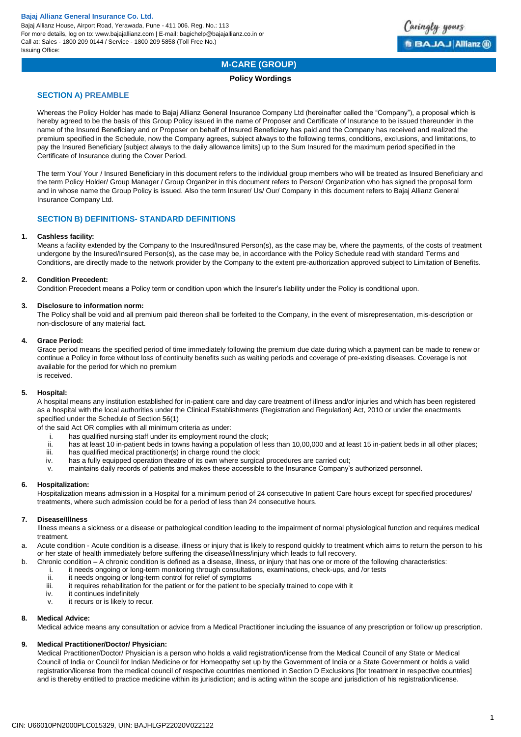**Bajaj Allianz General Insurance Co. Ltd.**
Bajaj Allianz House, Airport Road, Yerawada, Pune - 411 006. Reg. No.: 113
For more details, log on to: www.bajajallianz.com | E-mail: bagichelp@bajajallianz.co.in or
Call at: Sales - 1800 209 0144 / Service - 1800 209 5858 (Toll Free No.)
Issuing Office:

# M-CARE (GROUP)

**Policy Wordings**

## SECTION A) PREAMBLE

Whereas the Policy Holder has made to Bajaj Allianz General Insurance Company Ltd (hereinafter called the "Company"), a proposal which is hereby agreed to be the basis of this Group Policy issued in the name of Proposer and Certificate of Insurance to be issued thereunder in the name of the Insured Beneficiary and or Proposer on behalf of Insured Beneficiary has paid and the Company has received and realized the premium specified in the Schedule, now the Company agrees, subject always to the following terms, conditions, exclusions, and limitations, to pay the Insured Beneficiary [subject always to the daily allowance limits] up to the Sum Insured for the maximum period specified in the Certificate of Insurance during the Cover Period.

The term You/ Your / Insured Beneficiary in this document refers to the individual group members who will be treated as Insured Beneficiary and the term Policy Holder/ Group Manager / Group Organizer in this document refers to Person/ Organization who has signed the proposal form and in whose name the Group Policy is issued. Also the term Insurer/ Us/ Our/ Company in this document refers to Bajaj Allianz General Insurance Company Ltd.

## SECTION B) DEFINITIONS- STANDARD DEFINITIONS

1. **Cashless facility:**
   Means a facility extended by the Company to the Insured/Insured Person(s), as the case may be, where the payments, of the costs of treatment undergone by the Insured/Insured Person(s), as the case may be, in accordance with the Policy Schedule read with standard Terms and Conditions, are directly made to the network provider by the Company to the extent pre-authorization approved subject to Limitation of Benefits.

2. **Condition Precedent:**
   Condition Precedent means a Policy term or condition upon which the Insurer's liability under the Policy is conditional upon.

3. **Disclosure to information norm:**
   The Policy shall be void and all premium paid thereon shall be forfeited to the Company, in the event of misrepresentation, mis-description or non-disclosure of any material fact.

4. **Grace Period:**
   Grace period means the specified period of time immediately following the premium due date during which a payment can be made to renew or continue a Policy in force without loss of continuity benefits such as waiting periods and coverage of pre-existing diseases. Coverage is not available for the period for which no premium
   is received.

5. **Hospital:**
   A hospital means any institution established for in-patient care and day care treatment of illness and/or injuries and which has been registered as a hospital with the local authorities under the Clinical Establishments (Registration and Regulation) Act, 2010 or under the enactments specified under the Schedule of Section 56(1)
   of the said Act OR complies with all minimum criteria as under:
   i. has qualified nursing staff under its employment round the clock;
   ii. has at least 10 in-patient beds in towns having a population of less than 10,00,000 and at least 15 in-patient beds in all other places;
   iii. has qualified medical practitioner(s) in charge round the clock;
   iv. has a fully equipped operation theatre of its own where surgical procedures are carried out;
   v. maintains daily records of patients and makes these accessible to the Insurance Company's authorized personnel.

6. **Hospitalization:**
   Hospitalization means admission in a Hospital for a minimum period of 24 consecutive In patient Care hours except for specified procedures/ treatments, where such admission could be for a period of less than 24 consecutive hours.

7. **Disease/Illness**
   Illness means a sickness or a disease or pathological condition leading to the impairment of normal physiological function and requires medical treatment.
   a. Acute condition - Acute condition is a disease, illness or injury that is likely to respond quickly to treatment which aims to return the person to his or her state of health immediately before suffering the disease/illness/injury which leads to full recovery.
   b. Chronic condition – A chronic condition is defined as a disease, illness, or injury that has one or more of the following characteristics:
      i. it needs ongoing or long-term monitoring through consultations, examinations, check-ups, and /or tests
      ii. it needs ongoing or long-term control for relief of symptoms
      iii. it requires rehabilitation for the patient or for the patient to be specially trained to cope with it
      iv. it continues indefinitely
      v. it recurs or is likely to recur.

8. **Medical Advice:**
   Medical advice means any consultation or advice from a Medical Practitioner including the issuance of any prescription or follow up prescription.

9. **Medical Practitioner/Doctor/ Physician:**
   Medical Practitioner/Doctor/ Physician is a person who holds a valid registration/license from the Medical Council of any State or Medical Council of India or Council for Indian Medicine or for Homeopathy set up by the Government of India or a State Government or holds a valid registration/license from the medical council of respective countries mentioned in Section D Exclusions [for treatment in respective countries] and is thereby entitled to practice medicine within its jurisdiction; and is acting within the scope and jurisdiction of his registration/license.

CIN: U66010PN2000PLC015329, UIN: BAJHLGP22020V022122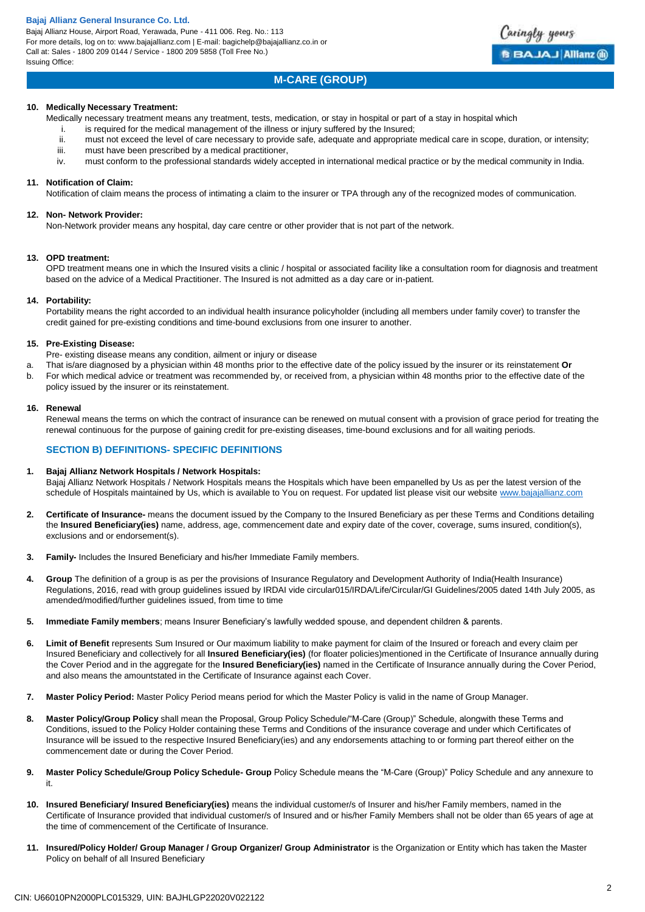**10. Medically Necessary Treatment:**

Medically necessary treatment means any treatment, tests, medication, or stay in hospital or part of a stay in hospital which

- i. is required for the medical management of the illness or injury suffered by the Insured;
- ii. must not exceed the level of care necessary to provide safe, adequate and appropriate medical care in scope, duration, or intensity;
- iii. must have been prescribed by a medical practitioner,
- iv. must conform to the professional standards widely accepted in international medical practice or by the medical community in India.

**11. Notification of Claim:**

Notification of claim means the process of intimating a claim to the insurer or TPA through any of the recognized modes of communication.

**12. Non- Network Provider:**

Non-Network provider means any hospital, day care centre or other provider that is not part of the network.

**13. OPD treatment:**

OPD treatment means one in which the Insured visits a clinic / hospital or associated facility like a consultation room for diagnosis and treatment based on the advice of a Medical Practitioner. The Insured is not admitted as a day care or in-patient.

**14. Portability:**

Portability means the right accorded to an individual health insurance policyholder (including all members under family cover) to transfer the credit gained for pre-existing conditions and time-bound exclusions from one insurer to another.

**15. Pre-Existing Disease:**

Pre- existing disease means any condition, ailment or injury or disease

a. That is/are diagnosed by a physician within 48 months prior to the effective date of the policy issued by the insurer or its reinstatement **Or**

b. For which medical advice or treatment was recommended by, or received from, a physician within 48 months prior to the effective date of the policy issued by the insurer or its reinstatement.

**16. Renewal**

Renewal means the terms on which the contract of insurance can be renewed on mutual consent with a provision of grace period for treating the renewal continuous for the purpose of gaining credit for pre-existing diseases, time-bound exclusions and for all waiting periods.

## SECTION B) DEFINITIONS- SPECIFIC DEFINITIONS

**1. Bajaj Allianz Network Hospitals / Network Hospitals:**

Bajaj Allianz Network Hospitals / Network Hospitals means the Hospitals which have been empanelled by Us as per the latest version of the schedule of Hospitals maintained by Us, which is available to You on request. For updated list please visit our website www.bajajallianz.com

**2. Certificate of Insurance-** means the document issued by the Company to the Insured Beneficiary as per these Terms and Conditions detailing the **Insured Beneficiary(ies)** name, address, age, commencement date and expiry date of the cover, coverage, sums insured, condition(s), exclusions and or endorsement(s).

**3. Family-** Includes the Insured Beneficiary and his/her Immediate Family members.

**4. Group** The definition of a group is as per the provisions of Insurance Regulatory and Development Authority of India(Health Insurance) Regulations, 2016, read with group guidelines issued by IRDAI vide circular015/IRDA/Life/Circular/GI Guidelines/2005 dated 14th July 2005, as amended/modified/further guidelines issued, from time to time

**5. Immediate Family members**; means Insurer Beneficiary's lawfully wedded spouse, and dependent children & parents.

**6. Limit of Benefit** represents Sum Insured or Our maximum liability to make payment for claim of the Insured or foreach and every claim per Insured Beneficiary and collectively for all **Insured Beneficiary(ies)** (for floater policies)mentioned in the Certificate of Insurance annually during the Cover Period and in the aggregate for the **Insured Beneficiary(ies)** named in the Certificate of Insurance annually during the Cover Period, and also means the amountstated in the Certificate of Insurance against each Cover.

**7. Master Policy Period:** Master Policy Period means period for which the Master Policy is valid in the name of Group Manager.

**8. Master Policy/Group Policy** shall mean the Proposal, Group Policy Schedule/"M-Care (Group)" Schedule, alongwith these Terms and Conditions, issued to the Policy Holder containing these Terms and Conditions of the insurance coverage and under which Certificates of Insurance will be issued to the respective Insured Beneficiary(ies) and any endorsements attaching to or forming part thereof either on the commencement date or during the Cover Period.

**9. Master Policy Schedule/Group Policy Schedule- Group** Policy Schedule means the "M-Care (Group)" Policy Schedule and any annexure to it.

**10. Insured Beneficiary/ Insured Beneficiary(ies)** means the individual customer/s of Insurer and his/her Family members, named in the Certificate of Insurance provided that individual customer/s of Insured and or his/her Family Members shall not be older than 65 years of age at the time of commencement of the Certificate of Insurance.

**11. Insured/Policy Holder/ Group Manager / Group Organizer/ Group Administrator** is the Organization or Entity which has taken the Master Policy on behalf of all Insured Beneficiary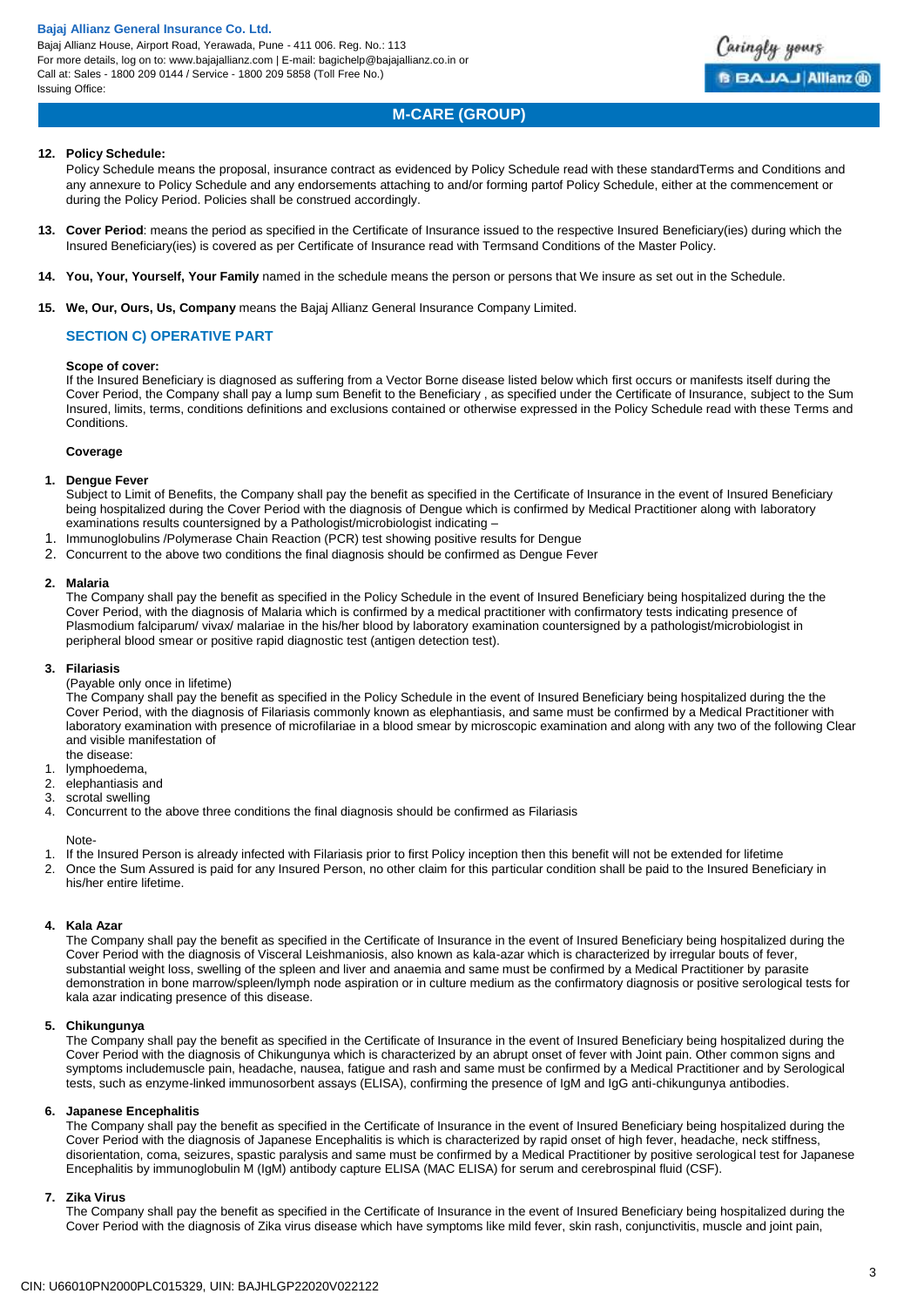12. **Policy Schedule:**
    Policy Schedule means the proposal, insurance contract as evidenced by Policy Schedule read with these standardTerms and Conditions and any annexure to Policy Schedule and any endorsements attaching to and/or forming partof Policy Schedule, either at the commencement or during the Policy Period. Policies shall be construed accordingly.

13. **Cover Period**: means the period as specified in the Certificate of Insurance issued to the respective Insured Beneficiary(ies) during which the Insured Beneficiary(ies) is covered as per Certificate of Insurance read with Termsand Conditions of the Master Policy.

14. **You, Your, Yourself, Your Family** named in the schedule means the person or persons that We insure as set out in the Schedule.

15. **We, Our, Ours, Us, Company** means the Bajaj Allianz General Insurance Company Limited.

## SECTION C) OPERATIVE PART

**Scope of cover:**

If the Insured Beneficiary is diagnosed as suffering from a Vector Borne disease listed below which first occurs or manifests itself during the Cover Period, the Company shall pay a lump sum Benefit to the Beneficiary , as specified under the Certificate of Insurance, subject to the Sum Insured, limits, terms, conditions definitions and exclusions contained or otherwise expressed in the Policy Schedule read with these Terms and Conditions.

**Coverage**

1. **Dengue Fever**

   Subject to Limit of Benefits, the Company shall pay the benefit as specified in the Certificate of Insurance in the event of Insured Beneficiary being hospitalized during the Cover Period with the diagnosis of Dengue which is confirmed by Medical Practitioner along with laboratory examinations results countersigned by a Pathologist/microbiologist indicating –

   1. Immunoglobulins /Polymerase Chain Reaction (PCR) test showing positive results for Dengue
   2. Concurrent to the above two conditions the final diagnosis should be confirmed as Dengue Fever

2. **Malaria**

   The Company shall pay the benefit as specified in the Policy Schedule in the event of Insured Beneficiary being hospitalized during the the Cover Period, with the diagnosis of Malaria which is confirmed by a medical practitioner with confirmatory tests indicating presence of Plasmodium falciparum/ vivax/ malariae in the his/her blood by laboratory examination countersigned by a pathologist/microbiologist in peripheral blood smear or positive rapid diagnostic test (antigen detection test).

3. **Filariasis**

   (Payable only once in lifetime)

   The Company shall pay the benefit as specified in the Policy Schedule in the event of Insured Beneficiary being hospitalized during the the Cover Period, with the diagnosis of Filariasis commonly known as elephantiasis, and same must be confirmed by a Medical Practitioner with laboratory examination with presence of microfilariae in a blood smear by microscopic examination and along with any two of the following Clear and visible manifestation of
   the disease:

   1. lymphoedema,
   2. elephantiasis and
   3. scrotal swelling
   4. Concurrent to the above three conditions the final diagnosis should be confirmed as Filariasis

   Note-

   1. If the Insured Person is already infected with Filariasis prior to first Policy inception then this benefit will not be extended for lifetime
   2. Once the Sum Assured is paid for any Insured Person, no other claim for this particular condition shall be paid to the Insured Beneficiary in his/her entire lifetime.

4. **Kala Azar**

   The Company shall pay the benefit as specified in the Certificate of Insurance in the event of Insured Beneficiary being hospitalized during the Cover Period with the diagnosis of Visceral Leishmaniosis, also known as kala-azar which is characterized by irregular bouts of fever, substantial weight loss, swelling of the spleen and liver and anaemia and same must be confirmed by a Medical Practitioner by parasite demonstration in bone marrow/spleen/lymph node aspiration or in culture medium as the confirmatory diagnosis or positive serological tests for kala azar indicating presence of this disease.

5. **Chikungunya**

   The Company shall pay the benefit as specified in the Certificate of Insurance in the event of Insured Beneficiary being hospitalized during the Cover Period with the diagnosis of Chikungunya which is characterized by an abrupt onset of fever with Joint pain. Other common signs and symptoms includemuscle pain, headache, nausea, fatigue and rash and same must be confirmed by a Medical Practitioner and by Serological tests, such as enzyme-linked immunosorbent assays (ELISA), confirming the presence of IgM and IgG anti-chikungunya antibodies.

6. **Japanese Encephalitis**

   The Company shall pay the benefit as specified in the Certificate of Insurance in the event of Insured Beneficiary being hospitalized during the Cover Period with the diagnosis of Japanese Encephalitis is which is characterized by rapid onset of high fever, headache, neck stiffness, disorientation, coma, seizures, spastic paralysis and same must be confirmed by a Medical Practitioner by positive serological test for Japanese Encephalitis by immunoglobulin M (IgM) antibody capture ELISA (MAC ELISA) for serum and cerebrospinal fluid (CSF).

7. **Zika Virus**

   The Company shall pay the benefit as specified in the Certificate of Insurance in the event of Insured Beneficiary being hospitalized during the Cover Period with the diagnosis of Zika virus disease which have symptoms like mild fever, skin rash, conjunctivitis, muscle and joint pain,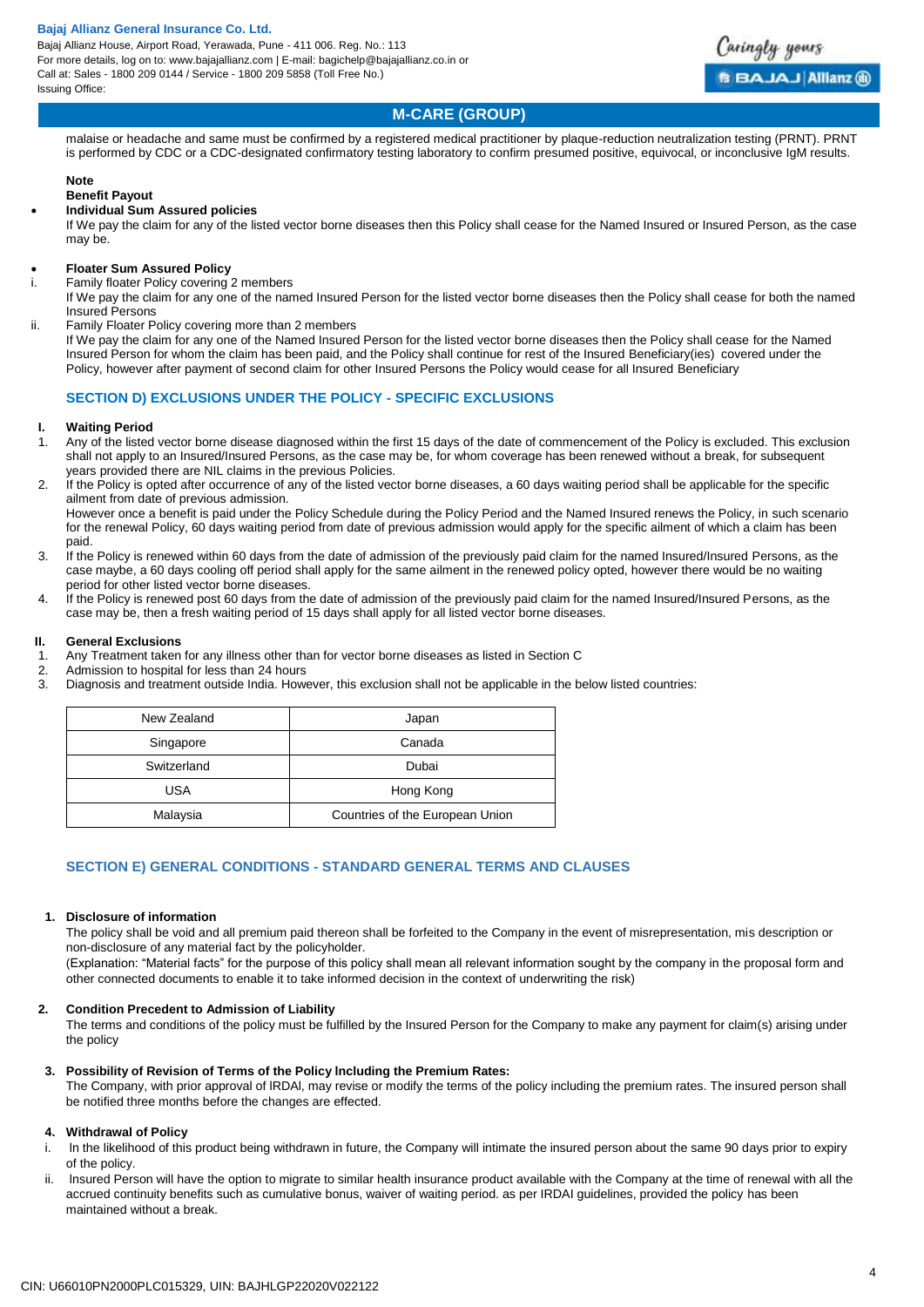malaise or headache and same must be confirmed by a registered medical practitioner by plaque-reduction neutralization testing (PRNT). PRNT is performed by CDC or a CDC-designated confirmatory testing laboratory to confirm presumed positive, equivocal, or inconclusive IgM results.

**Note**

**Benefit Payout**

- **Individual Sum Assured policies**

  If We pay the claim for any of the listed vector borne diseases then this Policy shall cease for the Named Insured or Insured Person, as the case may be.

- **Floater Sum Assured Policy**

i. Family floater Policy covering 2 members

   If We pay the claim for any one of the named Insured Person for the listed vector borne diseases then the Policy shall cease for both the named Insured Persons

ii. Family Floater Policy covering more than 2 members

   If We pay the claim for any one of the Named Insured Person for the listed vector borne diseases then the Policy shall cease for the Named Insured Person for whom the claim has been paid, and the Policy shall continue for rest of the Insured Beneficiary(ies) covered under the Policy, however after payment of second claim for other Insured Persons the Policy would cease for all Insured Beneficiary

## SECTION D) EXCLUSIONS UNDER THE POLICY - SPECIFIC EXCLUSIONS

### I. Waiting Period

1. Any of the listed vector borne disease diagnosed within the first 15 days of the date of commencement of the Policy is excluded. This exclusion shall not apply to an Insured/Insured Persons, as the case may be, for whom coverage has been renewed without a break, for subsequent years provided there are NIL claims in the previous Policies.
2. If the Policy is opted after occurrence of any of the listed vector borne diseases, a 60 days waiting period shall be applicable for the specific ailment from date of previous admission.

   However once a benefit is paid under the Policy Schedule during the Policy Period and the Named Insured renews the Policy, in such scenario for the renewal Policy, 60 days waiting period from date of previous admission would apply for the specific ailment of which a claim has been paid.
3. If the Policy is renewed within 60 days from the date of admission of the previously paid claim for the named Insured/Insured Persons, as the case maybe, a 60 days cooling off period shall apply for the same ailment in the renewed policy opted, however there would be no waiting period for other listed vector borne diseases.
4. If the Policy is renewed post 60 days from the date of admission of the previously paid claim for the named Insured/Insured Persons, as the case may be, then a fresh waiting period of 15 days shall apply for all listed vector borne diseases.

### II. General Exclusions

1. Any Treatment taken for any illness other than for vector borne diseases as listed in Section C
2. Admission to hospital for less than 24 hours
3. Diagnosis and treatment outside India. However, this exclusion shall not be applicable in the below listed countries:

| New Zealand | Japan |
|---|---|
| Singapore | Canada |
| Switzerland | Dubai |
| USA | Hong Kong |
| Malaysia | Countries of the European Union |

## SECTION E) GENERAL CONDITIONS - STANDARD GENERAL TERMS AND CLAUSES

**1. Disclosure of information**

The policy shall be void and all premium paid thereon shall be forfeited to the Company in the event of misrepresentation, mis description or non-disclosure of any material fact by the policyholder.

(Explanation: "Material facts" for the purpose of this policy shall mean all relevant information sought by the company in the proposal form and other connected documents to enable it to take informed decision in the context of underwriting the risk)

**2. Condition Precedent to Admission of Liability**

The terms and conditions of the policy must be fulfilled by the Insured Person for the Company to make any payment for claim(s) arising under the policy

**3. Possibility of Revision of Terms of the Policy Including the Premium Rates:**

The Company, with prior approval of IRDAI, may revise or modify the terms of the policy including the premium rates. The insured person shall be notified three months before the changes are effected.

**4. Withdrawal of Policy**

i. In the likelihood of this product being withdrawn in future, the Company will intimate the insured person about the same 90 days prior to expiry of the policy.

ii. Insured Person will have the option to migrate to similar health insurance product available with the Company at the time of renewal with all the accrued continuity benefits such as cumulative bonus, waiver of waiting period. as per IRDAI guidelines, provided the policy has been maintained without a break.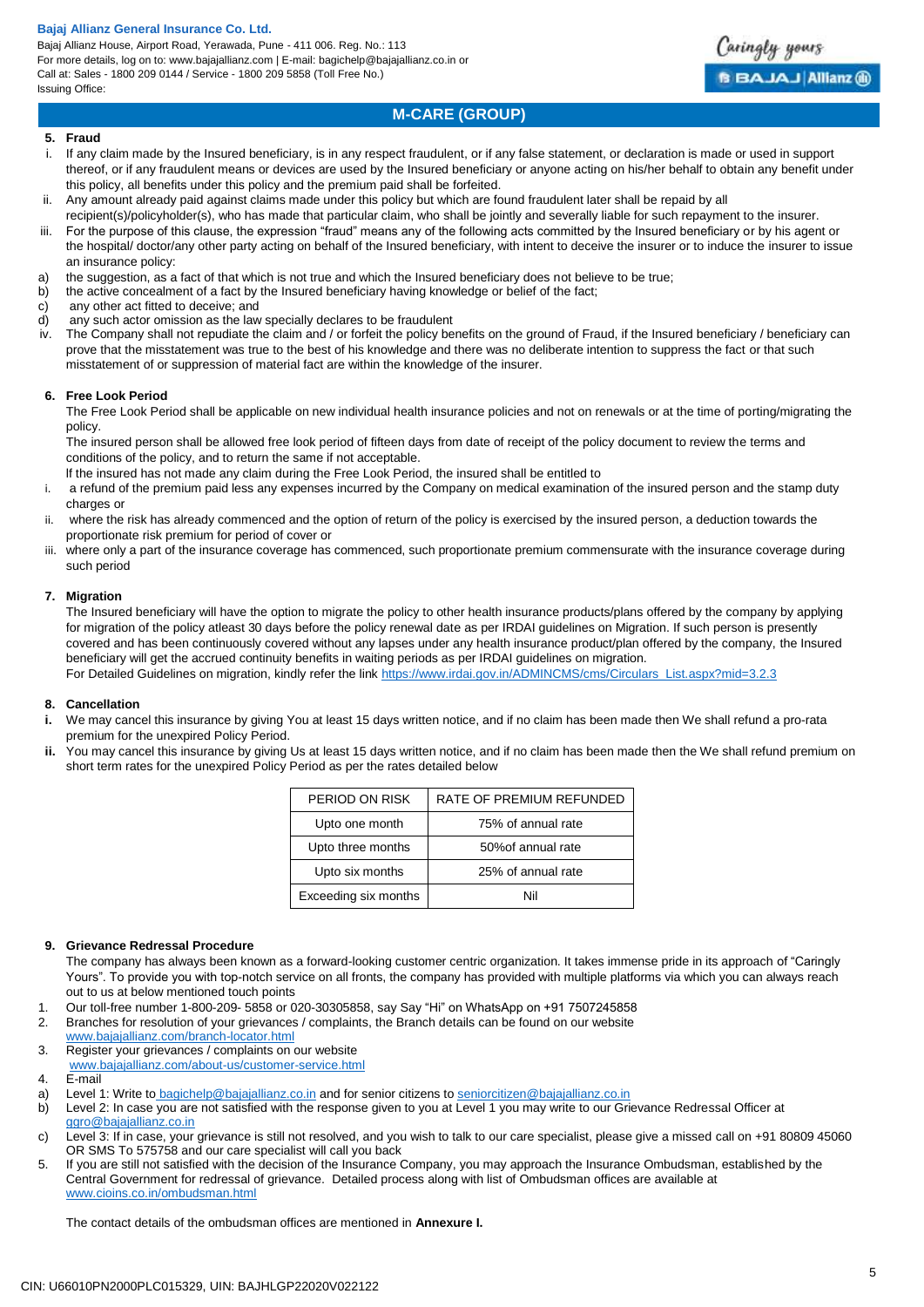## 5. Fraud

i. If any claim made by the Insured beneficiary, is in any respect fraudulent, or if any false statement, or declaration is made or used in support thereof, or if any fraudulent means or devices are used by the Insured beneficiary or anyone acting on his/her behalf to obtain any benefit under this policy, all benefits under this policy and the premium paid shall be forfeited.

ii. Any amount already paid against claims made under this policy but which are found fraudulent later shall be repaid by all recipient(s)/policyholder(s), who has made that particular claim, who shall be jointly and severally liable for such repayment to the insurer.

iii. For the purpose of this clause, the expression "fraud" means any of the following acts committed by the Insured beneficiary or by his agent or the hospital/ doctor/any other party acting on behalf of the Insured beneficiary, with intent to deceive the insurer or to induce the insurer to issue an insurance policy:

a) the suggestion, as a fact of that which is not true and which the Insured beneficiary does not believe to be true;

b) the active concealment of a fact by the Insured beneficiary having knowledge or belief of the fact;

c) any other act fitted to deceive; and

d) any such actor omission as the law specially declares to be fraudulent

iv. The Company shall not repudiate the claim and / or forfeit the policy benefits on the ground of Fraud, if the Insured beneficiary / beneficiary can prove that the misstatement was true to the best of his knowledge and there was no deliberate intention to suppress the fact or that such misstatement of or suppression of material fact are within the knowledge of the insurer.

## 6. Free Look Period

The Free Look Period shall be applicable on new individual health insurance policies and not on renewals or at the time of porting/migrating the policy.

The insured person shall be allowed free look period of fifteen days from date of receipt of the policy document to review the terms and conditions of the policy, and to return the same if not acceptable.

lf the insured has not made any claim during the Free Look Period, the insured shall be entitled to

i. a refund of the premium paid less any expenses incurred by the Company on medical examination of the insured person and the stamp duty charges or

ii. where the risk has already commenced and the option of return of the policy is exercised by the insured person, a deduction towards the proportionate risk premium for period of cover or

iii. where only a part of the insurance coverage has commenced, such proportionate premium commensurate with the insurance coverage during such period

## 7. Migration

The Insured beneficiary will have the option to migrate the policy to other health insurance products/plans offered by the company by applying for migration of the policy atleast 30 days before the policy renewal date as per IRDAI guidelines on Migration. If such person is presently covered and has been continuously covered without any lapses under any health insurance product/plan offered by the company, the Insured beneficiary will get the accrued continuity benefits in waiting periods as per IRDAI guidelines on migration.

For Detailed Guidelines on migration, kindly refer the link https://www.irdai.gov.in/ADMINCMS/cms/Circulars_List.aspx?mid=3.2.3

## 8. Cancellation

**i.** We may cancel this insurance by giving You at least 15 days written notice, and if no claim has been made then We shall refund a pro-rata premium for the unexpired Policy Period.

**ii.** You may cancel this insurance by giving Us at least 15 days written notice, and if no claim has been made then the We shall refund premium on short term rates for the unexpired Policy Period as per the rates detailed below

| PERIOD ON RISK | RATE OF PREMIUM REFUNDED |
|---|---|
| Upto one month | 75% of annual rate |
| Upto three months | 50%of annual rate |
| Upto six months | 25% of annual rate |
| Exceeding six months | Nil |

## 9. Grievance Redressal Procedure

The company has always been known as a forward-looking customer centric organization. It takes immense pride in its approach of "Caringly Yours". To provide you with top-notch service on all fronts, the company has provided with multiple platforms via which you can always reach out to us at below mentioned touch points

1. Our toll-free number 1-800-209- 5858 or 020-30305858, say Say "Hi" on WhatsApp on +91 7507245858
2. Branches for resolution of your grievances / complaints, the Branch details can be found on our website www.bajajallianz.com/branch-locator.html
3. Register your grievances / complaints on our website www.bajajallianz.com/about-us/customer-service.html
4. E-mail

a) Level 1: Write to bagichelp@bajajallianz.co.in and for senior citizens to seniorcitizen@bajajallianz.co.in

b) Level 2: In case you are not satisfied with the response given to you at Level 1 you may write to our Grievance Redressal Officer at ggro@bajajallianz.co.in

c) Level 3: If in case, your grievance is still not resolved, and you wish to talk to our care specialist, please give a missed call on +91 80809 45060 OR SMS To 575758 and our care specialist will call you back

5. If you are still not satisfied with the decision of the Insurance Company, you may approach the Insurance Ombudsman, established by the Central Government for redressal of grievance. Detailed process along with list of Ombudsman offices are available at www.cioins.co.in/ombudsman.html

The contact details of the ombudsman offices are mentioned in **Annexure I.**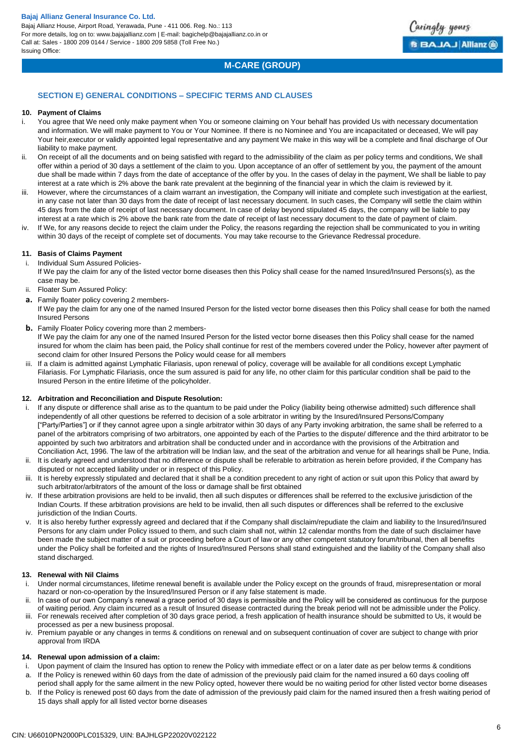## SECTION E) GENERAL CONDITIONS – SPECIFIC TERMS AND CLAUSES

### 10. Payment of Claims

i. You agree that We need only make payment when You or someone claiming on Your behalf has provided Us with necessary documentation and information. We will make payment to You or Your Nominee. If there is no Nominee and You are incapacitated or deceased, We will pay Your heir,executor or validly appointed legal representative and any payment We make in this way will be a complete and final discharge of Our liability to make payment.

ii. On receipt of all the documents and on being satisfied with regard to the admissibility of the claim as per policy terms and conditions, We shall offer within a period of 30 days a settlement of the claim to you. Upon acceptance of an offer of settlement by you, the payment of the amount due shall be made within 7 days from the date of acceptance of the offer by you. In the cases of delay in the payment, We shall be liable to pay interest at a rate which is 2% above the bank rate prevalent at the beginning of the financial year in which the claim is reviewed by it.

iii. However, where the circumstances of a claim warrant an investigation, the Company will initiate and complete such investigation at the earliest, in any case not later than 30 days from the date of receipt of last necessary document. In such cases, the Company will settle the claim within 45 days from the date of receipt of last necessary document. In case of delay beyond stipulated 45 days, the company will be liable to pay interest at a rate which is 2% above the bank rate from the date of receipt of last necessary document to the date of payment of claim.

iv. If We, for any reasons decide to reject the claim under the Policy, the reasons regarding the rejection shall be communicated to you in writing within 30 days of the receipt of complete set of documents. You may take recourse to the Grievance Redressal procedure.

### 11. Basis of Claims Payment

i. Individual Sum Assured Policies-
If We pay the claim for any of the listed vector borne diseases then this Policy shall cease for the named Insured/Insured Persons(s), as the case may be.

ii. Floater Sum Assured Policy:

**a.** Family floater policy covering 2 members-
If We pay the claim for any one of the named Insured Person for the listed vector borne diseases then this Policy shall cease for both the named Insured Persons

**b.** Family Floater Policy covering more than 2 members-
If We pay the claim for any one of the named Insured Person for the listed vector borne diseases then this Policy shall cease for the named insured for whom the claim has been paid, the Policy shall continue for rest of the members covered under the Policy, however after payment of second claim for other Insured Persons the Policy would cease for all members

iii. If a claim is admitted against Lymphatic Filariasis, upon renewal of policy, coverage will be available for all conditions except Lymphatic Filariasis. For Lymphatic Filariasis, once the sum assured is paid for any life, no other claim for this particular condition shall be paid to the Insured Person in the entire lifetime of the policyholder.

### 12. Arbitration and Reconciliation and Dispute Resolution:

i. If any dispute or difference shall arise as to the quantum to be paid under the Policy (liability being otherwise admitted) such difference shall independently of all other questions be referred to decision of a sole arbitrator in writing by the Insured/Insured Persons/Company ["Party/Parties"] or if they cannot agree upon a single arbitrator within 30 days of any Party invoking arbitration, the same shall be referred to a panel of the arbitrators comprising of two arbitrators, one appointed by each of the Parties to the dispute/ difference and the third arbitrator to be appointed by such two arbitrators and arbitration shall be conducted under and in accordance with the provisions of the Arbitration and Conciliation Act, 1996. The law of the arbitration will be Indian law, and the seat of the arbitration and venue for all hearings shall be Pune, India.

ii. It is clearly agreed and understood that no difference or dispute shall be referable to arbitration as herein before provided, if the Company has disputed or not accepted liability under or in respect of this Policy.

iii. It is hereby expressly stipulated and declared that it shall be a condition precedent to any right of action or suit upon this Policy that award by such arbitrator/arbitrators of the amount of the loss or damage shall be first obtained

iv. If these arbitration provisions are held to be invalid, then all such disputes or differences shall be referred to the exclusive jurisdiction of the Indian Courts. If these arbitration provisions are held to be invalid, then all such disputes or differences shall be referred to the exclusive jurisdiction of the Indian Courts.

v. It is also hereby further expressly agreed and declared that if the Company shall disclaim/repudiate the claim and liability to the Insured/Insured Persons for any claim under Policy issued to them, and such claim shall not, within 12 calendar months from the date of such disclaimer have been made the subject matter of a suit or proceeding before a Court of law or any other competent statutory forum/tribunal, then all benefits under the Policy shall be forfeited and the rights of Insured/Insured Persons shall stand extinguished and the liability of the Company shall also stand discharged.

### 13. Renewal with Nil Claims

i. Under normal circumstances, lifetime renewal benefit is available under the Policy except on the grounds of fraud, misrepresentation or moral hazard or non-co-operation by the Insured/Insured Person or if any false statement is made.

ii. In case of our own Company's renewal a grace period of 30 days is permissible and the Policy will be considered as continuous for the purpose of waiting period. Any claim incurred as a result of Insured disease contracted during the break period will not be admissible under the Policy.

iii. For renewals received after completion of 30 days grace period, a fresh application of health insurance should be submitted to Us, it would be processed as per a new business proposal.

iv. Premium payable or any changes in terms & conditions on renewal and on subsequent continuation of cover are subject to change with prior approval from IRDA

### 14. Renewal upon admission of a claim:

i. Upon payment of claim the Insured has option to renew the Policy with immediate effect or on a later date as per below terms & conditions

a. If the Policy is renewed within 60 days from the date of admission of the previously paid claim for the named insured a 60 days cooling off period shall apply for the same ailment in the new Policy opted, however there would be no waiting period for other listed vector borne diseases

b. If the Policy is renewed post 60 days from the date of admission of the previously paid claim for the named insured then a fresh waiting period of 15 days shall apply for all listed vector borne diseases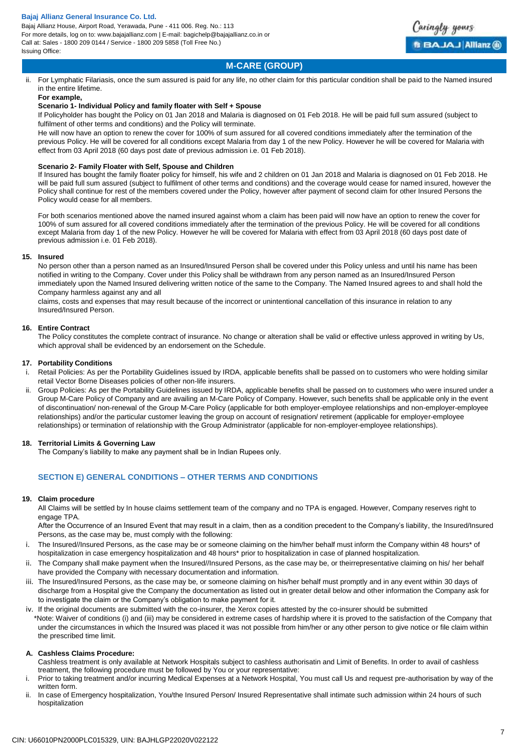ii. For Lymphatic Filariasis, once the sum assured is paid for any life, no other claim for this particular condition shall be paid to the Named insured in the entire lifetime.

**For example,**

**Scenario 1- Individual Policy and family floater with Self + Spouse**

If Policyholder has bought the Policy on 01 Jan 2018 and Malaria is diagnosed on 01 Feb 2018. He will be paid full sum assured (subject to fulfilment of other terms and conditions) and the Policy will terminate.

He will now have an option to renew the cover for 100% of sum assured for all covered conditions immediately after the termination of the previous Policy. He will be covered for all conditions except Malaria from day 1 of the new Policy. However he will be covered for Malaria with effect from 03 April 2018 (60 days post date of previous admission i.e. 01 Feb 2018).

**Scenario 2- Family Floater with Self, Spouse and Children**

If Insured has bought the family floater policy for himself, his wife and 2 children on 01 Jan 2018 and Malaria is diagnosed on 01 Feb 2018. He will be paid full sum assured (subject to fulfilment of other terms and conditions) and the coverage would cease for named insured, however the Policy shall continue for rest of the members covered under the Policy, however after payment of second claim for other Insured Persons the Policy would cease for all members.

For both scenarios mentioned above the named insured against whom a claim has been paid will now have an option to renew the cover for 100% of sum assured for all covered conditions immediately after the termination of the previous Policy. He will be covered for all conditions except Malaria from day 1 of the new Policy. However he will be covered for Malaria with effect from 03 April 2018 (60 days post date of previous admission i.e. 01 Feb 2018).

**15. Insured**

No person other than a person named as an Insured/Insured Person shall be covered under this Policy unless and until his name has been notified in writing to the Company. Cover under this Policy shall be withdrawn from any person named as an Insured/Insured Person immediately upon the Named Insured delivering written notice of the same to the Company. The Named Insured agrees to and shall hold the Company harmless against any and all

claims, costs and expenses that may result because of the incorrect or unintentional cancellation of this insurance in relation to any Insured/Insured Person.

**16. Entire Contract**

The Policy constitutes the complete contract of insurance. No change or alteration shall be valid or effective unless approved in writing by Us, which approval shall be evidenced by an endorsement on the Schedule.

**17. Portability Conditions**

i. Retail Policies: As per the Portability Guidelines issued by IRDA, applicable benefits shall be passed on to customers who were holding similar retail Vector Borne Diseases policies of other non-life insurers.

ii. Group Policies: As per the Portability Guidelines issued by IRDA, applicable benefits shall be passed on to customers who were insured under a Group M-Care Policy of Company and are availing an M-Care Policy of Company. However, such benefits shall be applicable only in the event of discontinuation/ non-renewal of the Group M-Care Policy (applicable for both employer-employee relationships and non-employer-employee relationships) and/or the particular customer leaving the group on account of resignation/ retirement (applicable for employer-employee relationships) or termination of relationship with the Group Administrator (applicable for non-employer-employee relationships).

**18. Territorial Limits & Governing Law**

The Company's liability to make any payment shall be in Indian Rupees only.

## SECTION E) GENERAL CONDITIONS – OTHER TERMS AND CONDITIONS

**19. Claim procedure**

All Claims will be settled by In house claims settlement team of the company and no TPA is engaged. However, Company reserves right to engage TPA.

After the Occurrence of an Insured Event that may result in a claim, then as a condition precedent to the Company's liability, the Insured/Insured Persons, as the case may be, must comply with the following:

i. The Insured//Insured Persons, as the case may be or someone claiming on the him/her behalf must inform the Company within 48 hours* of hospitalization in case emergency hospitalization and 48 hours* prior to hospitalization in case of planned hospitalization.

ii. The Company shall make payment when the Insured//Insured Persons, as the case may be, or theirrepresentative claiming on his/ her behalf have provided the Company with necessary documentation and information.

iii. The Insured/Insured Persons, as the case may be, or someone claiming on his/her behalf must promptly and in any event within 30 days of discharge from a Hospital give the Company the documentation as listed out in greater detail below and other information the Company ask for to investigate the claim or the Company's obligation to make payment for it.

iv. If the original documents are submitted with the co-insurer, the Xerox copies attested by the co-insurer should be submitted

*Note: Waiver of conditions (i) and (iii) may be considered in extreme cases of hardship where it is proved to the satisfaction of the Company that under the circumstances in which the Insured was placed it was not possible from him/her or any other person to give notice or file claim within the prescribed time limit.

**A. Cashless Claims Procedure:**

Cashless treatment is only available at Network Hospitals subject to cashless authorisatin and Limit of Benefits. In order to avail of cashless treatment, the following procedure must be followed by You or your representative:

i. Prior to taking treatment and/or incurring Medical Expenses at a Network Hospital, You must call Us and request pre-authorisation by way of the written form.

ii. In case of Emergency hospitalization, You/the Insured Person/ Insured Representative shall intimate such admission within 24 hours of such hospitalization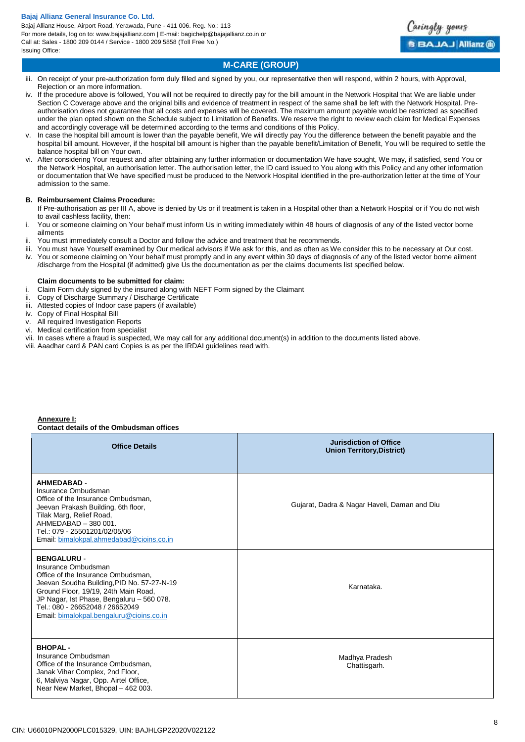iii. On receipt of your pre-authorization form duly filled and signed by you, our representative then will respond, within 2 hours, with Approval, Rejection or an more information.

iv. If the procedure above is followed, You will not be required to directly pay for the bill amount in the Network Hospital that We are liable under Section C Coverage above and the original bills and evidence of treatment in respect of the same shall be left with the Network Hospital. Pre-authorisation does not guarantee that all costs and expenses will be covered. The maximum amount payable would be restricted as specified under the plan opted shown on the Schedule subject to Limitation of Benefits. We reserve the right to review each claim for Medical Expenses and accordingly coverage will be determined according to the terms and conditions of this Policy.

v. In case the hospital bill amount is lower than the payable benefit, We will directly pay You the difference between the benefit payable and the hospital bill amount. However, if the hospital bill amount is higher than the payable benefit/Limitation of Benefit, You will be required to settle the balance hospital bill on Your own.

vi. After considering Your request and after obtaining any further information or documentation We have sought, We may, if satisfied, send You or the Network Hospital, an authorisation letter. The authorisation letter, the ID card issued to You along with this Policy and any other information or documentation that We have specified must be produced to the Network Hospital identified in the pre-authorization letter at the time of Your admission to the same.

**B. Reimbursement Claims Procedure:**

If Pre-authorisation as per III A, above is denied by Us or if treatment is taken in a Hospital other than a Network Hospital or if You do not wish to avail cashless facility, then:

i. You or someone claiming on Your behalf must inform Us in writing immediately within 48 hours of diagnosis of any of the listed vector borne ailments

ii. You must immediately consult a Doctor and follow the advice and treatment that he recommends.

iii. You must have Yourself examined by Our medical advisors if We ask for this, and as often as We consider this to be necessary at Our cost.

iv. You or someone claiming on Your behalf must promptly and in any event within 30 days of diagnosis of any of the listed vector borne ailment /discharge from the Hospital (if admitted) give Us the documentation as per the claims documents list specified below.

**Claim documents to be submitted for claim:**

i. Claim Form duly signed by the insured along with NEFT Form signed by the Claimant
ii. Copy of Discharge Summary / Discharge Certificate
iii. Attested copies of Indoor case papers (if available)
iv. Copy of Final Hospital Bill
v. All required Investigation Reports
vi. Medical certification from specialist
vii. In cases where a fraud is suspected, We may call for any additional document(s) in addition to the documents listed above.
viii. Aaadhar card & PAN card Copies is as per the IRDAI guidelines read with.

**Annexure I:**
**Contact details of the Ombudsman offices**

| Office Details | Jurisdiction of Office Union Territory,District) |
|---|---|
| **AHMEDABAD** - Insurance Ombudsman Office of the Insurance Ombudsman, Jeevan Prakash Building, 6th floor, Tilak Marg, Relief Road, AHMEDABAD – 380 001. Tel.: 079 - 25501201/02/05/06 Email: bimalokpal.ahmedabad@cioins.co.in | Gujarat, Dadra & Nagar Haveli, Daman and Diu |
| **BENGALURU** - Insurance Ombudsman Office of the Insurance Ombudsman, Jeevan Soudha Building,PID No. 57-27-N-19 Ground Floor, 19/19, 24th Main Road, JP Nagar, Ist Phase, Bengaluru – 560 078. Tel.: 080 - 26652048 / 26652049 Email: bimalokpal.bengaluru@cioins.co.in | Karnataka. |
| **BHOPAL** - Insurance Ombudsman Office of the Insurance Ombudsman, Janak Vihar Complex, 2nd Floor, 6, Malviya Nagar, Opp. Airtel Office, Near New Market, Bhopal – 462 003. | Madhya Pradesh Chattisgarh. |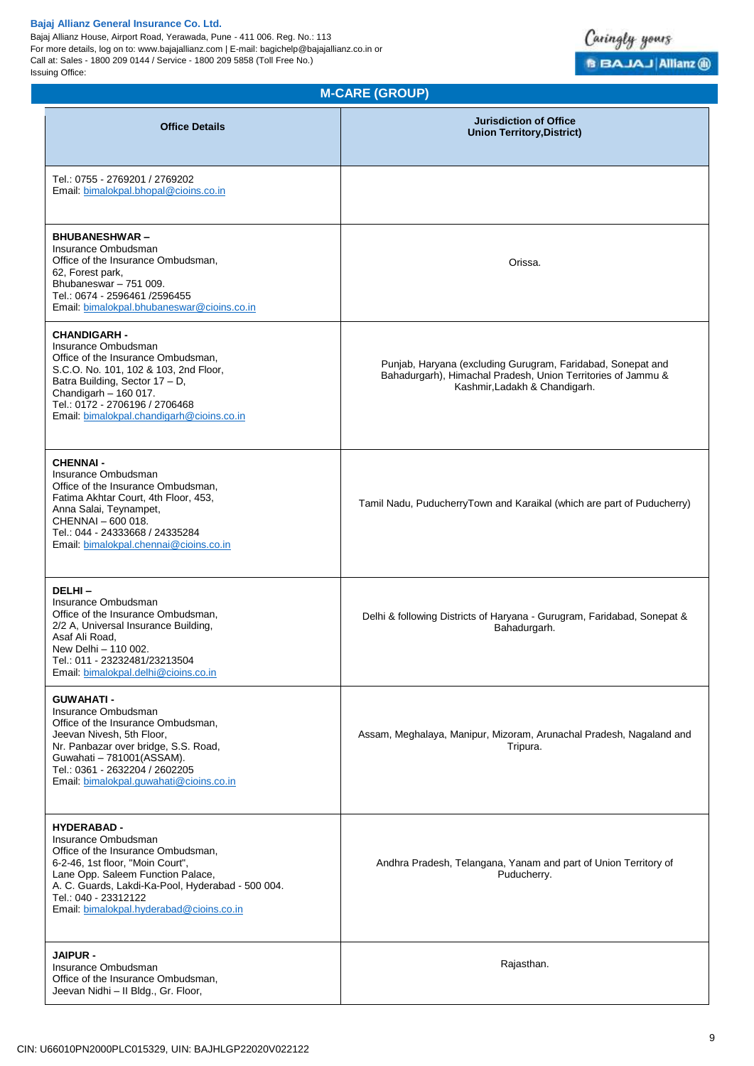## M-CARE (GROUP)

| Office Details | Jurisdiction of Office Union Territory,District) |
|---|---|
| Tel.: 0755 - 2769201 / 2769202<br>Email: bimalokpal.bhopal@cioins.co.in | |
| **BHUBANESHWAR –**<br>Insurance Ombudsman<br>Office of the Insurance Ombudsman,<br>62, Forest park,<br>Bhubaneswar – 751 009.<br>Tel.: 0674 - 2596461 /2596455<br>Email: bimalokpal.bhubaneswar@cioins.co.in | Orissa. |
| **CHANDIGARH -**<br>Insurance Ombudsman<br>Office of the Insurance Ombudsman,<br>S.C.O. No. 101, 102 & 103, 2nd Floor,<br>Batra Building, Sector 17 – D,<br>Chandigarh – 160 017.<br>Tel.: 0172 - 2706196 / 2706468<br>Email: bimalokpal.chandigarh@cioins.co.in | Punjab, Haryana (excluding Gurugram, Faridabad, Sonepat and Bahadurgarh), Himachal Pradesh, Union Territories of Jammu & Kashmir,Ladakh & Chandigarh. |
| **CHENNAI -**<br>Insurance Ombudsman<br>Office of the Insurance Ombudsman,<br>Fatima Akhtar Court, 4th Floor, 453,<br>Anna Salai, Teynampet,<br>CHENNAI – 600 018.<br>Tel.: 044 - 24333668 / 24335284<br>Email: bimalokpal.chennai@cioins.co.in | Tamil Nadu, PuducherryTown and Karaikal (which are part of Puducherry) |
| **DELHI –**<br>Insurance Ombudsman<br>Office of the Insurance Ombudsman,<br>2/2 A, Universal Insurance Building,<br>Asaf Ali Road,<br>New Delhi – 110 002.<br>Tel.: 011 - 23232481/23213504<br>Email: bimalokpal.delhi@cioins.co.in | Delhi & following Districts of Haryana - Gurugram, Faridabad, Sonepat & Bahadurgarh. |
| **GUWAHATI -**<br>Insurance Ombudsman<br>Office of the Insurance Ombudsman,<br>Jeevan Nivesh, 5th Floor,<br>Nr. Panbazar over bridge, S.S. Road,<br>Guwahati – 781001(ASSAM).<br>Tel.: 0361 - 2632204 / 2602205<br>Email: bimalokpal.guwahati@cioins.co.in | Assam, Meghalaya, Manipur, Mizoram, Arunachal Pradesh, Nagaland and Tripura. |
| **HYDERABAD -**<br>Insurance Ombudsman<br>Office of the Insurance Ombudsman,<br>6-2-46, 1st floor, "Moin Court",<br>Lane Opp. Saleem Function Palace,<br>A. C. Guards, Lakdi-Ka-Pool, Hyderabad - 500 004.<br>Tel.: 040 - 23312122<br>Email: bimalokpal.hyderabad@cioins.co.in | Andhra Pradesh, Telangana, Yanam and part of Union Territory of Puducherry. |
| **JAIPUR -**<br>Insurance Ombudsman<br>Office of the Insurance Ombudsman,<br>Jeevan Nidhi – II Bldg., Gr. Floor, | Rajasthan. |

CIN: U66010PN2000PLC015329, UIN: BAJHLGP22020V022122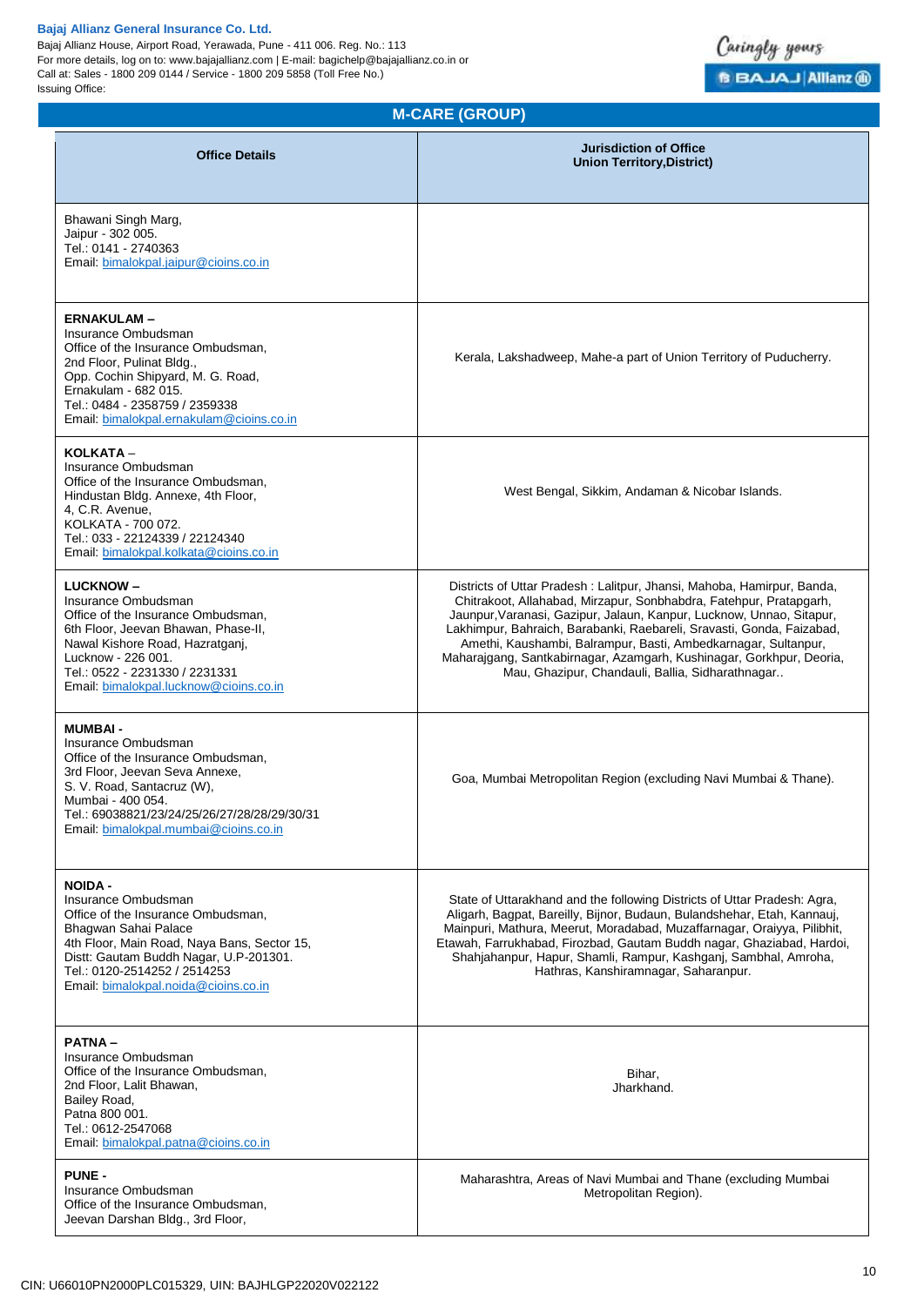## M-CARE (GROUP)

| Office Details | Jurisdiction of Office Union Territory,District) |
|---|---|
| Bhawani Singh Marg,<br>Jaipur - 302 005.<br>Tel.: 0141 - 2740363<br>Email: bimalokpal.jaipur@cioins.co.in | |
| **ERNAKULAM –**<br>Insurance Ombudsman<br>Office of the Insurance Ombudsman,<br>2nd Floor, Pulinat Bldg.,<br>Opp. Cochin Shipyard, M. G. Road,<br>Ernakulam - 682 015.<br>Tel.: 0484 - 2358759 / 2359338<br>Email: bimalokpal.ernakulam@cioins.co.in | Kerala, Lakshadweep, Mahe-a part of Union Territory of Puducherry. |
| **KOLKATA** –<br>Insurance Ombudsman<br>Office of the Insurance Ombudsman,<br>Hindustan Bldg. Annexe, 4th Floor,<br>4, C.R. Avenue,<br>KOLKATA - 700 072.<br>Tel.: 033 - 22124339 / 22124340<br>Email: bimalokpal.kolkata@cioins.co.in | West Bengal, Sikkim, Andaman & Nicobar Islands. |
| **LUCKNOW –**<br>Insurance Ombudsman<br>Office of the Insurance Ombudsman,<br>6th Floor, Jeevan Bhawan, Phase-II,<br>Nawal Kishore Road, Hazratganj,<br>Lucknow - 226 001.<br>Tel.: 0522 - 2231330 / 2231331<br>Email: bimalokpal.lucknow@cioins.co.in | Districts of Uttar Pradesh : Lalitpur, Jhansi, Mahoba, Hamirpur, Banda, Chitrakoot, Allahabad, Mirzapur, Sonbhabdra, Fatehpur, Pratapgarh, Jaunpur,Varanasi, Gazipur, Jalaun, Kanpur, Lucknow, Unnao, Sitapur, Lakhimpur, Bahraich, Barabanki, Raebareli, Sravasti, Gonda, Faizabad, Amethi, Kaushambi, Balrampur, Basti, Ambedkarnagar, Sultanpur, Maharajgang, Santkabirnagar, Azamgarh, Kushinagar, Gorkhpur, Deoria, Mau, Ghazipur, Chandauli, Ballia, Sidharathnagar.. |
| **MUMBAI -**<br>Insurance Ombudsman<br>Office of the Insurance Ombudsman,<br>3rd Floor, Jeevan Seva Annexe,<br>S. V. Road, Santacruz (W),<br>Mumbai - 400 054.<br>Tel.: 69038821/23/24/25/26/27/28/28/29/30/31<br>Email: bimalokpal.mumbai@cioins.co.in | Goa, Mumbai Metropolitan Region (excluding Navi Mumbai & Thane). |
| **NOIDA -**<br>Insurance Ombudsman<br>Office of the Insurance Ombudsman,<br>Bhagwan Sahai Palace<br>4th Floor, Main Road, Naya Bans, Sector 15,<br>Distt: Gautam Buddh Nagar, U.P-201301.<br>Tel.: 0120-2514252 / 2514253<br>Email: bimalokpal.noida@cioins.co.in | State of Uttarakhand and the following Districts of Uttar Pradesh: Agra, Aligarh, Bagpat, Bareilly, Bijnor, Budaun, Bulandshehar, Etah, Kannauj, Mainpuri, Mathura, Meerut, Moradabad, Muzaffarnagar, Oraiyya, Pilibhit, Etawah, Farrukhabad, Firozbad, Gautam Buddh nagar, Ghaziabad, Hardoi, Shahjahanpur, Hapur, Shamli, Rampur, Kashganj, Sambhal, Amroha, Hathras, Kanshiramnagar, Saharanpur. |
| **PATNA –**<br>Insurance Ombudsman<br>Office of the Insurance Ombudsman,<br>2nd Floor, Lalit Bhawan,<br>Bailey Road,<br>Patna 800 001.<br>Tel.: 0612-2547068<br>Email: bimalokpal.patna@cioins.co.in | Bihar,<br>Jharkhand. |
| **PUNE -**<br>Insurance Ombudsman<br>Office of the Insurance Ombudsman,<br>Jeevan Darshan Bldg., 3rd Floor, | Maharashtra, Areas of Navi Mumbai and Thane (excluding Mumbai Metropolitan Region). |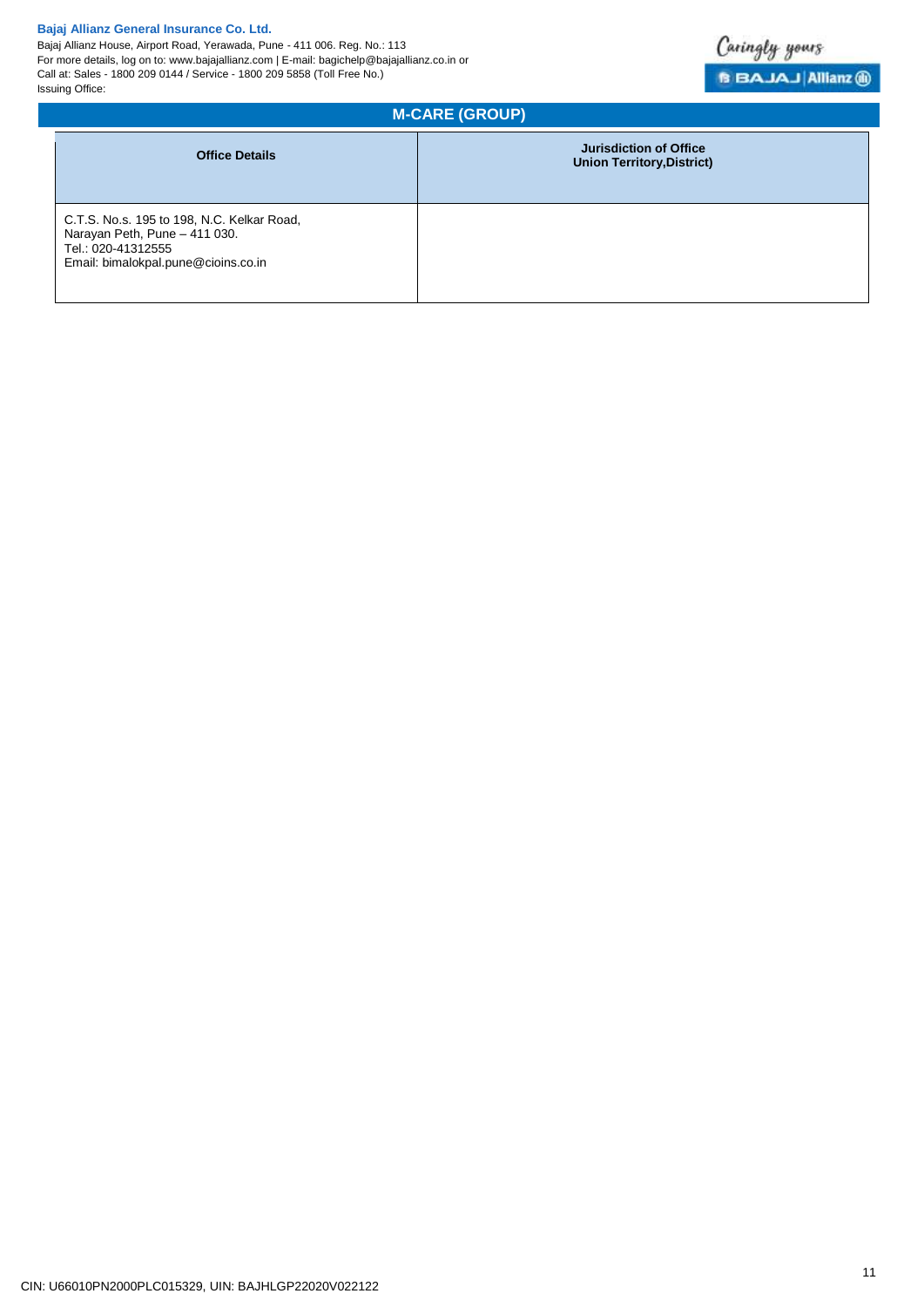## M-CARE (GROUP)

| Office Details | Jurisdiction of Office Union Territory,District) |
|---|---|
| C.T.S. No.s. 195 to 198, N.C. Kelkar Road, Narayan Peth, Pune – 411 030. Tel.: 020-41312555 Email: bimalokpal.pune@cioins.co.in | |